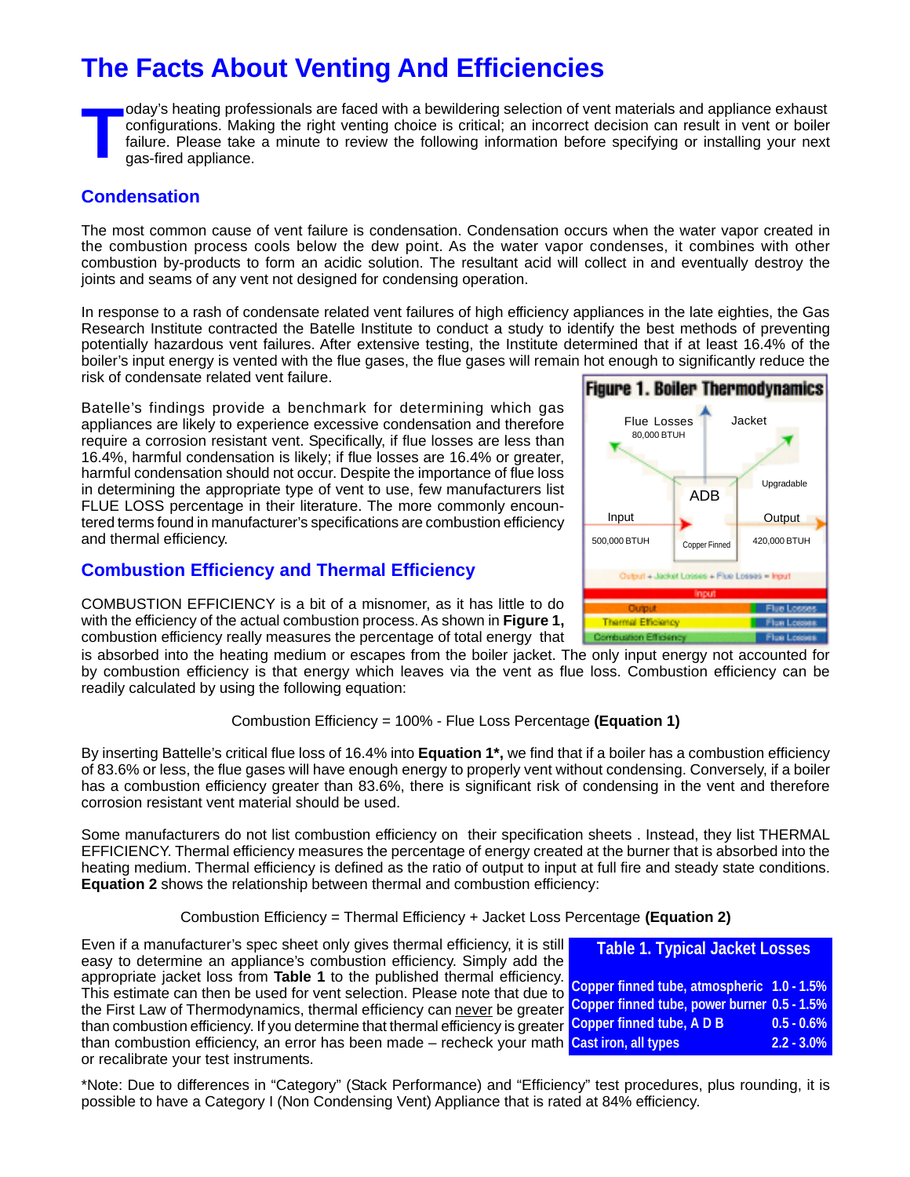# The Facts About Venting And Efficiencies

Today's heating professionals are faced with a bewildering selection of vent materials and appliance exhaust configurations. Making the right venting choice is critical; an incorrect decision can result in vent or boiler failure. Please take a minute to review the following information before specifying or installing your next gas-fired appliance.

## Condensation

The most common cause of vent failure is condensation. Condensation occurs when the water vapor created in the combustion process cools below the dew point. As the water vapor condenses, it combines with other combustion by-products to form an acidic solution. The resultant acid will collect in and eventually destroy the joints and seams of any vent not designed for condensing operation.

In response to a rash of condensate related vent failures of high efficiency appliances in the late eighties, the Gas Research Institute contracted the Batelle Institute to conduct a study to identify the best methods of preventing potentially hazardous vent failures. After extensive testing, the Institute determined that if at least 16.4% of the boiler's input energy is vented with the flue gases, the flue gases will remain hot enough to significantly reduce the risk of condensate related vent failure.

Batelle's findings provide a benchmark for determining which gas appliances are likely to experience excessive condensation and therefore require a corrosion resistant vent. Specifically, if flue losses are less than 16.4%, harmful condensation is likely; if flue losses are 16.4% or greater, harmful condensation should not occur. Despite the importance of flue loss in determining the appropriate type of vent to use, few manufacturers list FLUE LOSS percentage in their literature. The more commonly encountered terms found in manufacturer's specifications are combustion efficiency and thermal efficiency.

**Figure 1. Boiler Thermodynamics**

Flue Losses 80,000 BTUH; Jacket; Upgradable; ADB; Copper Finned; Input 500,000 BTUH; Output 420,000 BTUH

Output + Jacket Losses + Flue Losses = Input

## Combustion Efficiency and Thermal Efficiency

COMBUSTION EFFICIENCY is a bit of a misnomer, as it has little to do with the efficiency of the actual combustion process. As shown in **Figure 1,** combustion efficiency really measures the percentage of total energy that is absorbed into the heating medium or escapes from the boiler jacket. The only input energy not accounted for by combustion efficiency is that energy which leaves via the vent as flue loss. Combustion efficiency can be readily calculated by using the following equation:

Combustion Efficiency = 100% - Flue Loss Percentage **(Equation 1)**

By inserting Battelle's critical flue loss of 16.4% into **Equation 1\*,** we find that if a boiler has a combustion efficiency of 83.6% or less, the flue gases will have enough energy to properly vent without condensing. Conversely, if a boiler has a combustion efficiency greater than 83.6%, there is significant risk of condensing in the vent and therefore corrosion resistant vent material should be used.

Some manufacturers do not list combustion efficiency on their specification sheets . Instead, they list THERMAL EFFICIENCY. Thermal efficiency measures the percentage of energy created at the burner that is absorbed into the heating medium. Thermal efficiency is defined as the ratio of output to input at full fire and steady state conditions. **Equation 2** shows the relationship between thermal and combustion efficiency:

Combustion Efficiency = Thermal Efficiency + Jacket Loss Percentage **(Equation 2)**

Even if a manufacturer's spec sheet only gives thermal efficiency, it is still easy to determine an appliance's combustion efficiency. Simply add the appropriate jacket loss from **Table 1** to the published thermal efficiency. This estimate can then be used for vent selection. Please note that due to the First Law of Thermodynamics, thermal efficiency can <u>never</u> be greater than combustion efficiency. If you determine that thermal efficiency is greater than combustion efficiency, an error has been made – recheck your math or recalibrate your test instruments.

**Table 1. Typical Jacket Losses**

| Type | Jacket Loss |
|---|---|
| Copper finned tube, atmospheric | 1.0 - 1.5% |
| Copper finned tube, power burner | 0.5 - 1.5% |
| Copper finned tube, A D B | 0.5 - 0.6% |
| Cast iron, all types | 2.2 - 3.0% |

*Note: Due to differences in "Category" (Stack Performance) and "Efficiency" test procedures, plus rounding, it is possible to have a Category I (Non Condensing Vent) Appliance that is rated at 84% efficiency.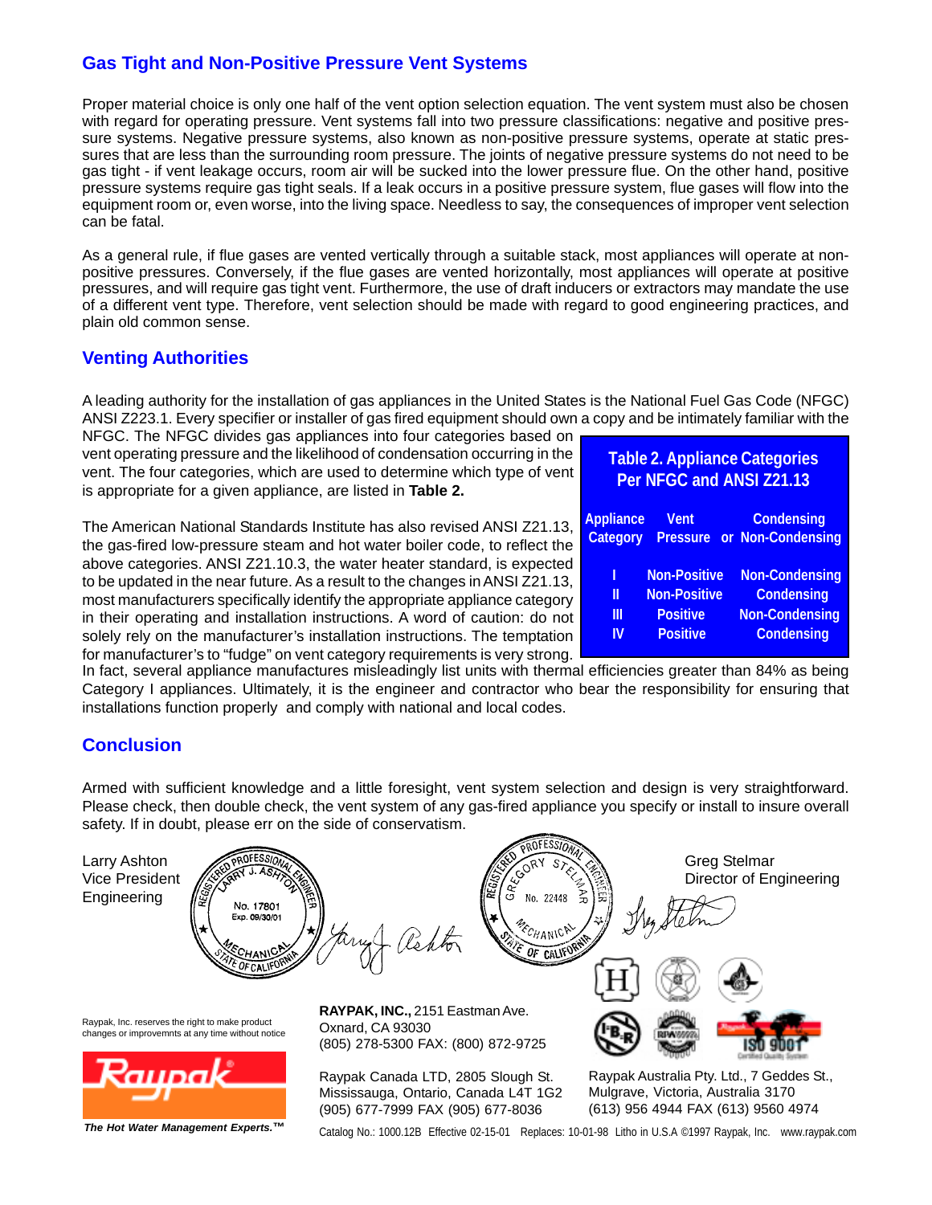## Gas Tight and Non-Positive Pressure Vent Systems

Proper material choice is only one half of the vent option selection equation. The vent system must also be chosen with regard for operating pressure. Vent systems fall into two pressure classifications: negative and positive pressure systems. Negative pressure systems, also known as non-positive pressure systems, operate at static pressures that are less than the surrounding room pressure. The joints of negative pressure systems do not need to be gas tight - if vent leakage occurs, room air will be sucked into the lower pressure flue. On the other hand, positive pressure systems require gas tight seals. If a leak occurs in a positive pressure system, flue gases will flow into the equipment room or, even worse, into the living space. Needless to say, the consequences of improper vent selection can be fatal.

As a general rule, if flue gases are vented vertically through a suitable stack, most appliances will operate at non-positive pressures. Conversely, if the flue gases are vented horizontally, most appliances will operate at positive pressures, and will require gas tight vent. Furthermore, the use of draft inducers or extractors may mandate the use of a different vent type. Therefore, vent selection should be made with regard to good engineering practices, and plain old common sense.

## Venting Authorities

A leading authority for the installation of gas appliances in the United States is the National Fuel Gas Code (NFGC) ANSI Z223.1. Every specifier or installer of gas fired equipment should own a copy and be intimately familiar with the NFGC. The NFGC divides gas appliances into four categories based on vent operating pressure and the likelihood of condensation occurring in the vent. The four categories, which are used to determine which type of vent is appropriate for a given appliance, are listed in **Table 2.**

**Table 2. Appliance Categories Per NFGC and ANSI Z21.13**

| Appliance Category | Vent Pressure | Condensing or Non-Condensing |
|---|---|---|
| I | Non-Positive | Non-Condensing |
| II | Non-Positive | Condensing |
| III | Positive | Non-Condensing |
| IV | Positive | Condensing |

The American National Standards Institute has also revised ANSI Z21.13, the gas-fired low-pressure steam and hot water boiler code, to reflect the above categories. ANSI Z21.10.3, the water heater standard, is expected to be updated in the near future. As a result to the changes in ANSI Z21.13, most manufacturers specifically identify the appropriate appliance category in their operating and installation instructions. A word of caution: do not solely rely on the manufacturer's installation instructions. The temptation for manufacturer's to "fudge" on vent category requirements is very strong. In fact, several appliance manufactures misleadingly list units with thermal efficiencies greater than 84% as being Category I appliances. Ultimately, it is the engineer and contractor who bear the responsibility for ensuring that installations function properly and comply with national and local codes.

## Conclusion

Armed with sufficient knowledge and a little foresight, vent system selection and design is very straightforward. Please check, then double check, the vent system of any gas-fired appliance you specify or install to insure overall safety. If in doubt, please err on the side of conservatism.

Larry Ashton
Vice President
Engineering

Greg Stelmar
Director of Engineering

Raypak, Inc. reserves the right to make product changes or improvemnts at any time without notice

*The Hot Water Management Experts.™*

**RAYPAK, INC.,** 2151 Eastman Ave.
Oxnard, CA 93030
(805) 278-5300 FAX: (800) 872-9725

Raypak Canada LTD, 2805 Slough St.
Mississauga, Ontario, Canada L4T 1G2
(905) 677-7999 FAX (905) 677-8036

Raypak Australia Pty. Ltd., 7 Geddes St.,
Mulgrave, Victoria, Australia 3170
(613) 956 4944 FAX (613) 9560 4974

Catalog No.: 1000.12B Effective 02-15-01 Replaces: 10-01-98 Litho in U.S.A ©1997 Raypak, Inc. www.raypak.com